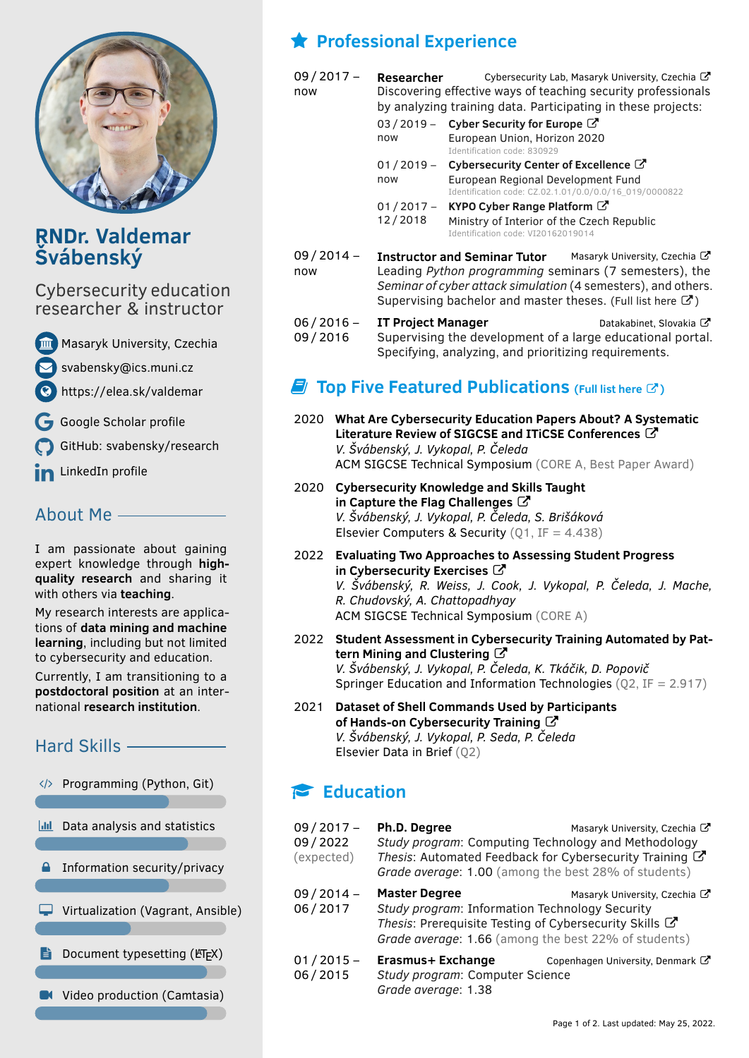# RNDr. Valdemar Švábenský

Cybersecurity education researcher & instructor

- Masaryk University, Czechia
- svabensky@ics.muni.cz
- https://elea.sk/valdemar
- Google Scholar profile
- GitHub: svabensky/research
- LinkedIn profile

## About Me

I am passionate about gaining expert knowledge through **high-quality research** and sharing it with others via **teaching**.

My research interests are applications of **data mining and machine learning**, including but not limited to cybersecurity and education.

Currently, I am transitioning to a **postdoctoral position** at an international **research institution**.

## Hard Skills

- Programming (Python, Git)
- Data analysis and statistics
- Information security/privacy
- Virtualization (Vagrant, Ansible)
- Document typesetting (LaTeX)
- Video production (Camtasia)

## Professional Experience

**09 / 2017 – now** — **Researcher** — Cybersecurity Lab, Masaryk University, Czechia

Discovering effective ways of teaching security professionals by analyzing training data. Participating in these projects:

- 03 / 2019 – now — **Cyber Security for Europe**
  European Union, Horizon 2020
  Identification code: 830929
- 01 / 2019 – now — **Cybersecurity Center of Excellence**
  European Regional Development Fund
  Identification code: CZ.02.1.01/0.0/0.0/16_019/0000822
- 01 / 2017 – 12 / 2018 — **KYPO Cyber Range Platform**
  Ministry of Interior of the Czech Republic
  Identification code: VI20162019014

**09 / 2014 – now** — **Instructor and Seminar Tutor** — Masaryk University, Czechia

Leading *Python programming* seminars (7 semesters), the *Seminar of cyber attack simulation* (4 semesters), and others. Supervising bachelor and master theses. (Full list here)

**06 / 2016 – 09 / 2016** — **IT Project Manager** — Datakabinet, Slovakia

Supervising the development of a large educational portal. Specifying, analyzing, and prioritizing requirements.

## Top Five Featured Publications (Full list here)

**2020** — **What Are Cybersecurity Education Papers About? A Systematic Literature Review of SIGCSE and ITiCSE Conferences**
*V. Švábenský, J. Vykopal, P. Čeleda*
ACM SIGCSE Technical Symposium (CORE A, Best Paper Award)

**2020** — **Cybersecurity Knowledge and Skills Taught in Capture the Flag Challenges**
*V. Švábenský, J. Vykopal, P. Čeleda, S. Brišáková*
Elsevier Computers & Security (Q1, IF = 4.438)

**2022** — **Evaluating Two Approaches to Assessing Student Progress in Cybersecurity Exercises**
*V. Švábenský, R. Weiss, J. Cook, J. Vykopal, P. Čeleda, J. Mache, R. Chudovský, A. Chattopadhyay*
ACM SIGCSE Technical Symposium (CORE A)

**2022** — **Student Assessment in Cybersecurity Training Automated by Pattern Mining and Clustering**
*V. Švábenský, J. Vykopal, P. Čeleda, K. Tkáčik, D. Popovič*
Springer Education and Information Technologies (Q2, IF = 2.917)

**2021** — **Dataset of Shell Commands Used by Participants of Hands-on Cybersecurity Training**
*V. Švábenský, J. Vykopal, P. Seda, P. Čeleda*
Elsevier Data in Brief (Q2)

## Education

**09 / 2017 – 09 / 2022 (expected)** — **Ph.D. Degree** — Masaryk University, Czechia
*Study program*: Computing Technology and Methodology
*Thesis*: Automated Feedback for Cybersecurity Training
*Grade average*: 1.00 (among the best 28% of students)

**09 / 2014 – 06 / 2017** — **Master Degree** — Masaryk University, Czechia
*Study program*: Information Technology Security
*Thesis*: Prerequisite Testing of Cybersecurity Skills
*Grade average*: 1.66 (among the best 22% of students)

**01 / 2015 – 06 / 2015** — **Erasmus+ Exchange** — Copenhagen University, Denmark
*Study program*: Computer Science
*Grade average*: 1.38

Last updated: May 25, 2022.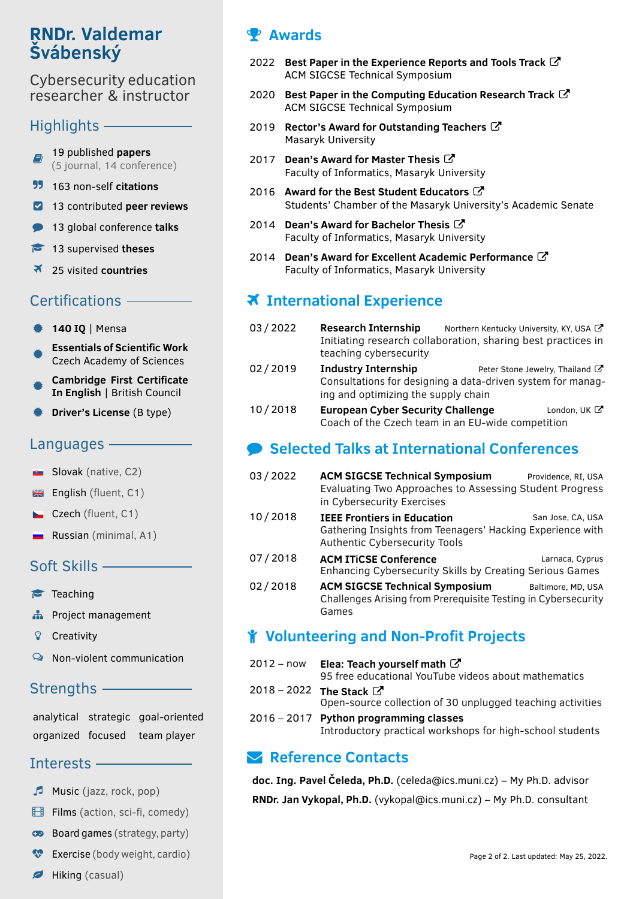# RNDr. Valdemar Švábenský

Cybersecurity education researcher & instructor

## Highlights

- 19 published **papers** (5 journal, 14 conference)
- 163 non-self **citations**
- 13 contributed **peer reviews**
- 13 global conference **talks**
- 13 supervised **theses**
- 25 visited **countries**

## Certifications

- **140 IQ** | Mensa
- **Essentials of Scientific Work** Czech Academy of Sciences
- **Cambridge First Certificate In English** | British Council
- **Driver's License** (B type)

## Languages

- Slovak (native, C2)
- English (fluent, C1)
- Czech (fluent, C1)
- Russian (minimal, A1)

## Soft Skills

- Teaching
- Project management
- Creativity
- Non-violent communication

## Strengths

analytical strategic goal-oriented organized focused team player

## Interests

- Music (jazz, rock, pop)
- Films (action, sci-fi, comedy)
- Board games (strategy, party)
- Exercise (body weight, cardio)
- Hiking (casual)

## Awards

- 2022 **Best Paper in the Experience Reports and Tools Track**
  ACM SIGCSE Technical Symposium
- 2020 **Best Paper in the Computing Education Research Track**
  ACM SIGCSE Technical Symposium
- 2019 **Rector's Award for Outstanding Teachers**
  Masaryk University
- 2017 **Dean's Award for Master Thesis**
  Faculty of Informatics, Masaryk University
- 2016 **Award for the Best Student Educators**
  Students' Chamber of the Masaryk University's Academic Senate
- 2014 **Dean's Award for Bachelor Thesis**
  Faculty of Informatics, Masaryk University
- 2014 **Dean's Award for Excellent Academic Performance**
  Faculty of Informatics, Masaryk University

## International Experience

- 03 / 2022 **Research Internship** — Northern Kentucky University, KY, USA
  Initiating research collaboration, sharing best practices in teaching cybersecurity
- 02 / 2019 **Industry Internship** — Peter Stone Jewelry, Thailand
  Consultations for designing a data-driven system for managing and optimizing the supply chain
- 10 / 2018 **European Cyber Security Challenge** — London, UK
  Coach of the Czech team in an EU-wide competition

## Selected Talks at International Conferences

- 03 / 2022 **ACM SIGCSE Technical Symposium** — Providence, RI, USA
  Evaluating Two Approaches to Assessing Student Progress in Cybersecurity Exercises
- 10 / 2018 **IEEE Frontiers in Education** — San Jose, CA, USA
  Gathering Insights from Teenagers' Hacking Experience with Authentic Cybersecurity Tools
- 07 / 2018 **ACM ITiCSE Conference** — Larnaca, Cyprus
  Enhancing Cybersecurity Skills by Creating Serious Games
- 02 / 2018 **ACM SIGCSE Technical Symposium** — Baltimore, MD, USA
  Challenges Arising from Prerequisite Testing in Cybersecurity Games

## Volunteering and Non-Profit Projects

- 2012 – now **Elea: Teach yourself math**
  95 free educational YouTube videos about mathematics
- 2018 – 2022 **The Stack**
  Open-source collection of 30 unplugged teaching activities
- 2016 – 2017 **Python programming classes**
  Introductory practical workshops for high-school students

## Reference Contacts

**doc. Ing. Pavel Čeleda, Ph.D.** (celeda@ics.muni.cz) – My Ph.D. advisor

**RNDr. Jan Vykopal, Ph.D.** (vykopal@ics.muni.cz) – My Ph.D. consultant

Last updated: May 25, 2022.